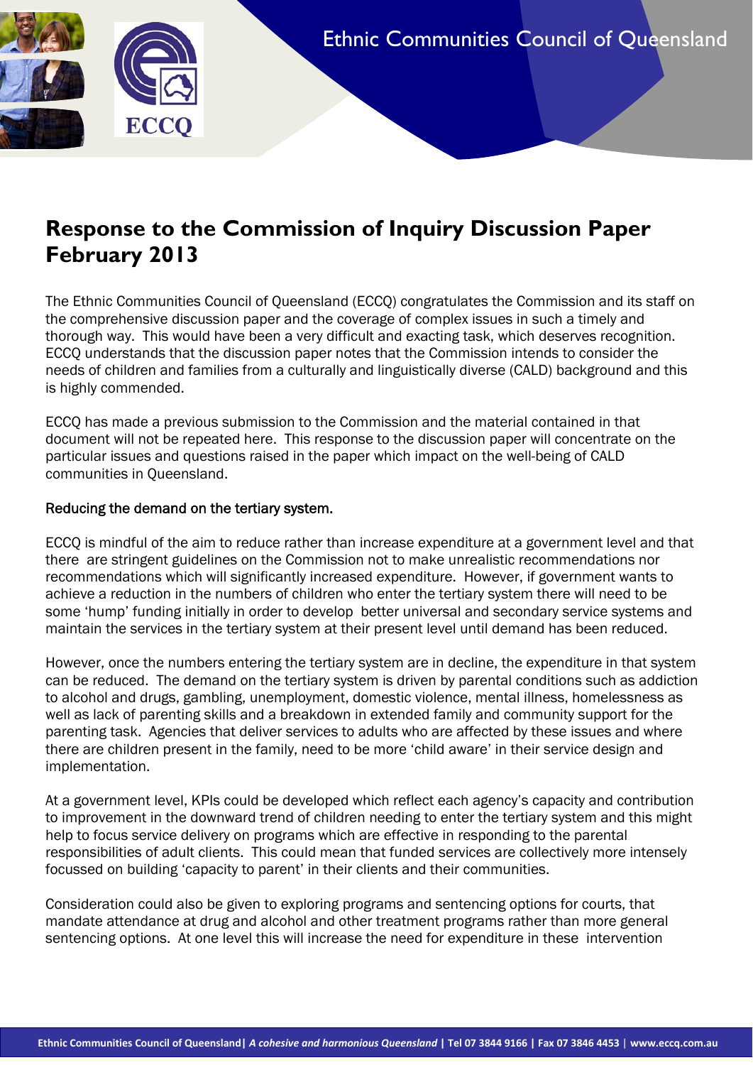# Response to the Commission of Inquiry Discussion Paper February 2013

The Ethnic Communities Council of Queensland (ECCQ) congratulates the Commission and its staff on the comprehensive discussion paper and the coverage of complex issues in such a timely and thorough way. This would have been a very difficult and exacting task, which deserves recognition. ECCQ understands that the discussion paper notes that the Commission intends to consider the needs of children and families from a culturally and linguistically diverse (CALD) background and this is highly commended.

ECCQ has made a previous submission to the Commission and the material contained in that document will not be repeated here. This response to the discussion paper will concentrate on the particular issues and questions raised in the paper which impact on the well-being of CALD communities in Queensland.

## Reducing the demand on the tertiary system.

ECCQ is mindful of the aim to reduce rather than increase expenditure at a government level and that there are stringent guidelines on the Commission not to make unrealistic recommendations nor recommendations which will significantly increased expenditure. However, if government wants to achieve a reduction in the numbers of children who enter the tertiary system there will need to be some 'hump' funding initially in order to develop better universal and secondary service systems and maintain the services in the tertiary system at their present level until demand has been reduced.

However, once the numbers entering the tertiary system are in decline, the expenditure in that system can be reduced. The demand on the tertiary system is driven by parental conditions such as addiction to alcohol and drugs, gambling, unemployment, domestic violence, mental illness, homelessness as well as lack of parenting skills and a breakdown in extended family and community support for the parenting task. Agencies that deliver services to adults who are affected by these issues and where there are children present in the family, need to be more 'child aware' in their service design and implementation.

At a government level, KPIs could be developed which reflect each agency's capacity and contribution to improvement in the downward trend of children needing to enter the tertiary system and this might help to focus service delivery on programs which are effective in responding to the parental responsibilities of adult clients. This could mean that funded services are collectively more intensely focussed on building 'capacity to parent' in their clients and their communities.

Consideration could also be given to exploring programs and sentencing options for courts, that mandate attendance at drug and alcohol and other treatment programs rather than more general sentencing options. At one level this will increase the need for expenditure in these intervention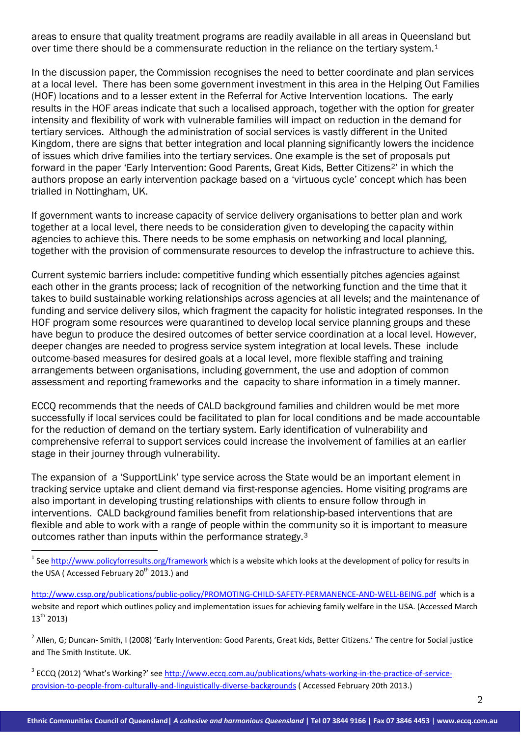areas to ensure that quality treatment programs are readily available in all areas in Queensland but over time there should be a commensurate reduction in the reliance on the tertiary system.[1]

In the discussion paper, the Commission recognises the need to better coordinate and plan services at a local level. There has been some government investment in this area in the Helping Out Families (HOF) locations and to a lesser extent in the Referral for Active Intervention locations. The early results in the HOF areas indicate that such a localised approach, together with the option for greater intensity and flexibility of work with vulnerable families will impact on reduction in the demand for tertiary services. Although the administration of social services is vastly different in the United Kingdom, there are signs that better integration and local planning significantly lowers the incidence of issues which drive families into the tertiary services. One example is the set of proposals put forward in the paper 'Early Intervention: Good Parents, Great Kids, Better Citizens[2]' in which the authors propose an early intervention package based on a 'virtuous cycle' concept which has been trialled in Nottingham, UK.

If government wants to increase capacity of service delivery organisations to better plan and work together at a local level, there needs to be consideration given to developing the capacity within agencies to achieve this. There needs to be some emphasis on networking and local planning, together with the provision of commensurate resources to develop the infrastructure to achieve this.

Current systemic barriers include: competitive funding which essentially pitches agencies against each other in the grants process; lack of recognition of the networking function and the time that it takes to build sustainable working relationships across agencies at all levels; and the maintenance of funding and service delivery silos, which fragment the capacity for holistic integrated responses. In the HOF program some resources were quarantined to develop local service planning groups and these have begun to produce the desired outcomes of better service coordination at a local level. However, deeper changes are needed to progress service system integration at local levels. These include outcome-based measures for desired goals at a local level, more flexible staffing and training arrangements between organisations, including government, the use and adoption of common assessment and reporting frameworks and the capacity to share information in a timely manner.

ECCQ recommends that the needs of CALD background families and children would be met more successfully if local services could be facilitated to plan for local conditions and be made accountable for the reduction of demand on the tertiary system. Early identification of vulnerability and comprehensive referral to support services could increase the involvement of families at an earlier stage in their journey through vulnerability.

The expansion of a 'SupportLink' type service across the State would be an important element in tracking service uptake and client demand via first-response agencies. Home visiting programs are also important in developing trusting relationships with clients to ensure follow through in interventions. CALD background families benefit from relationship-based interventions that are flexible and able to work with a range of people within the community so it is important to measure outcomes rather than inputs within the performance strategy.[3]

---

[1] See http://www.policyforresults.org/framework which is a website which looks at the development of policy for results in the USA ( Accessed February 20th 2013.) and

http://www.cssp.org/publications/public-policy/PROMOTING-CHILD-SAFETY-PERMANENCE-AND-WELL-BEING.pdf which is a website and report which outlines policy and implementation issues for achieving family welfare in the USA. (Accessed March 13th 2013)

[2] Allen, G; Duncan- Smith, I (2008) 'Early Intervention: Good Parents, Great kids, Better Citizens.' The centre for Social justice and The Smith Institute. UK.

[3] ECCQ (2012) 'What's Working?' see http://www.eccq.com.au/publications/whats-working-in-the-practice-of-service-provision-to-people-from-culturally-and-linguistically-diverse-backgrounds ( Accessed February 20th 2013.)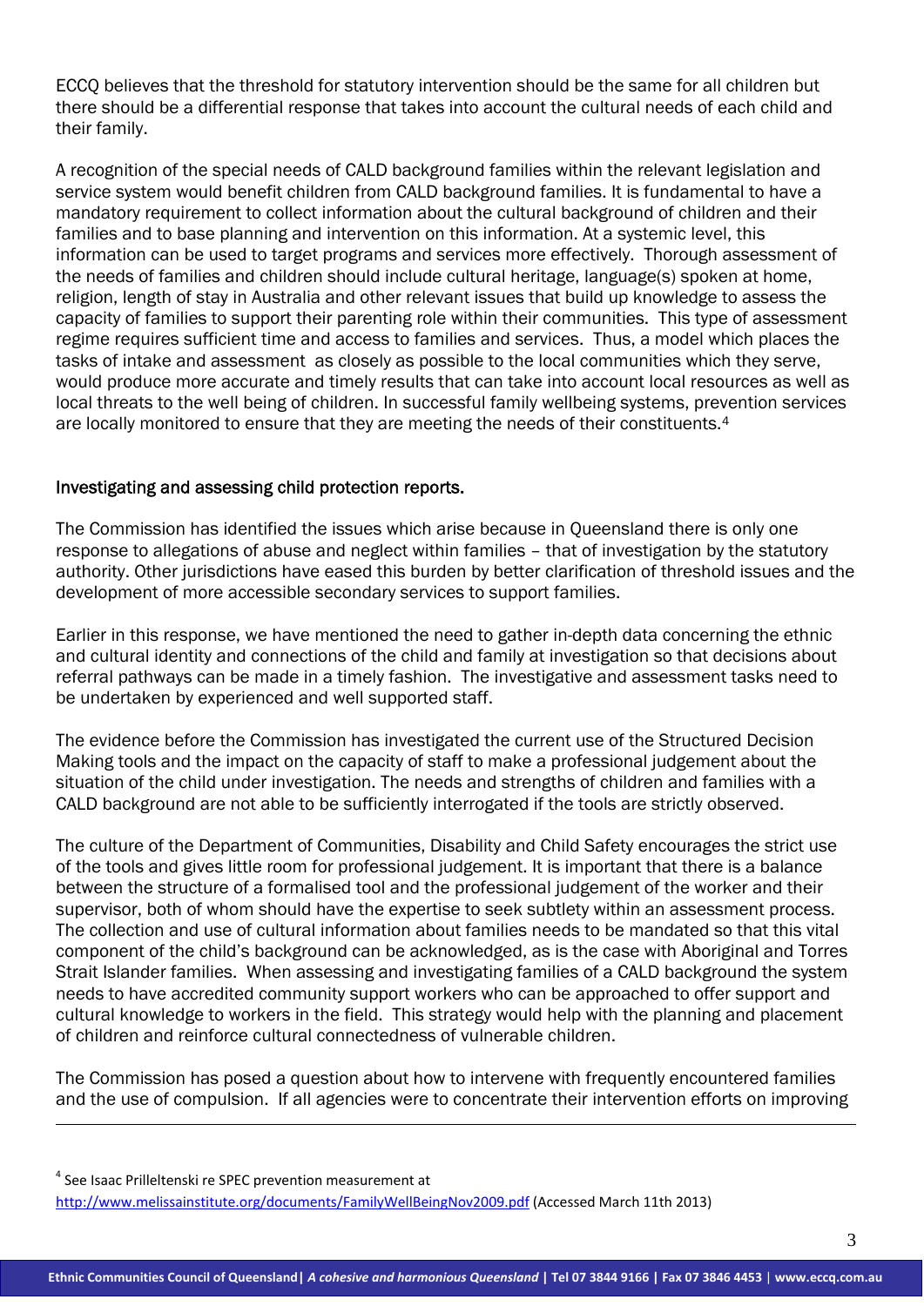ECCQ believes that the threshold for statutory intervention should be the same for all children but there should be a differential response that takes into account the cultural needs of each child and their family.

A recognition of the special needs of CALD background families within the relevant legislation and service system would benefit children from CALD background families. It is fundamental to have a mandatory requirement to collect information about the cultural background of children and their families and to base planning and intervention on this information. At a systemic level, this information can be used to target programs and services more effectively. Thorough assessment of the needs of families and children should include cultural heritage, language(s) spoken at home, religion, length of stay in Australia and other relevant issues that build up knowledge to assess the capacity of families to support their parenting role within their communities. This type of assessment regime requires sufficient time and access to families and services. Thus, a model which places the tasks of intake and assessment as closely as possible to the local communities which they serve, would produce more accurate and timely results that can take into account local resources as well as local threats to the well being of children. In successful family wellbeing systems, prevention services are locally monitored to ensure that they are meeting the needs of their constituents.[4]

## Investigating and assessing child protection reports.

The Commission has identified the issues which arise because in Queensland there is only one response to allegations of abuse and neglect within families – that of investigation by the statutory authority. Other jurisdictions have eased this burden by better clarification of threshold issues and the development of more accessible secondary services to support families.

Earlier in this response, we have mentioned the need to gather in-depth data concerning the ethnic and cultural identity and connections of the child and family at investigation so that decisions about referral pathways can be made in a timely fashion. The investigative and assessment tasks need to be undertaken by experienced and well supported staff.

The evidence before the Commission has investigated the current use of the Structured Decision Making tools and the impact on the capacity of staff to make a professional judgement about the situation of the child under investigation. The needs and strengths of children and families with a CALD background are not able to be sufficiently interrogated if the tools are strictly observed.

The culture of the Department of Communities, Disability and Child Safety encourages the strict use of the tools and gives little room for professional judgement. It is important that there is a balance between the structure of a formalised tool and the professional judgement of the worker and their supervisor, both of whom should have the expertise to seek subtlety within an assessment process. The collection and use of cultural information about families needs to be mandated so that this vital component of the child's background can be acknowledged, as is the case with Aboriginal and Torres Strait Islander families. When assessing and investigating families of a CALD background the system needs to have accredited community support workers who can be approached to offer support and cultural knowledge to workers in the field. This strategy would help with the planning and placement of children and reinforce cultural connectedness of vulnerable children.

The Commission has posed a question about how to intervene with frequently encountered families and the use of compulsion. If all agencies were to concentrate their intervention efforts on improving

---

[4] See Isaac Prilleltenski re SPEC prevention measurement at http://www.melissainstitute.org/documents/FamilyWellBeingNov2009.pdf (Accessed March 11th 2013)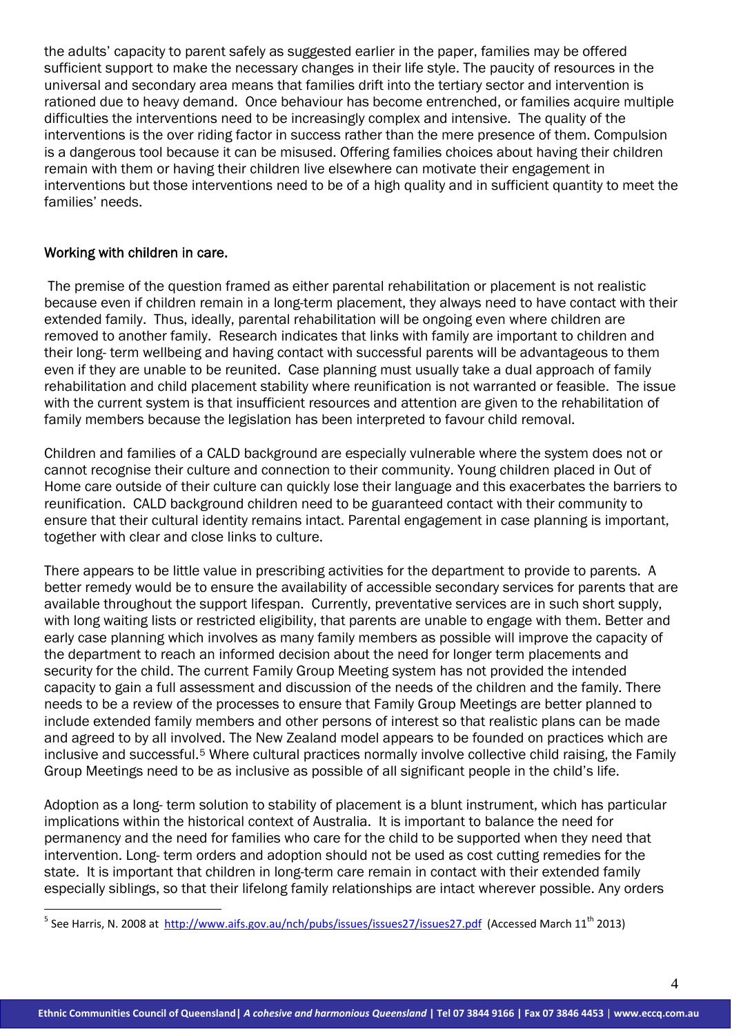the adults' capacity to parent safely as suggested earlier in the paper, families may be offered sufficient support to make the necessary changes in their life style. The paucity of resources in the universal and secondary area means that families drift into the tertiary sector and intervention is rationed due to heavy demand. Once behaviour has become entrenched, or families acquire multiple difficulties the interventions need to be increasingly complex and intensive. The quality of the interventions is the over riding factor in success rather than the mere presence of them. Compulsion is a dangerous tool because it can be misused. Offering families choices about having their children remain with them or having their children live elsewhere can motivate their engagement in interventions but those interventions need to be of a high quality and in sufficient quantity to meet the families' needs.

## Working with children in care.

The premise of the question framed as either parental rehabilitation or placement is not realistic because even if children remain in a long-term placement, they always need to have contact with their extended family. Thus, ideally, parental rehabilitation will be ongoing even where children are removed to another family. Research indicates that links with family are important to children and their long- term wellbeing and having contact with successful parents will be advantageous to them even if they are unable to be reunited. Case planning must usually take a dual approach of family rehabilitation and child placement stability where reunification is not warranted or feasible. The issue with the current system is that insufficient resources and attention are given to the rehabilitation of family members because the legislation has been interpreted to favour child removal.

Children and families of a CALD background are especially vulnerable where the system does not or cannot recognise their culture and connection to their community. Young children placed in Out of Home care outside of their culture can quickly lose their language and this exacerbates the barriers to reunification. CALD background children need to be guaranteed contact with their community to ensure that their cultural identity remains intact. Parental engagement in case planning is important, together with clear and close links to culture.

There appears to be little value in prescribing activities for the department to provide to parents. A better remedy would be to ensure the availability of accessible secondary services for parents that are available throughout the support lifespan. Currently, preventative services are in such short supply, with long waiting lists or restricted eligibility, that parents are unable to engage with them. Better and early case planning which involves as many family members as possible will improve the capacity of the department to reach an informed decision about the need for longer term placements and security for the child. The current Family Group Meeting system has not provided the intended capacity to gain a full assessment and discussion of the needs of the children and the family. There needs to be a review of the processes to ensure that Family Group Meetings are better planned to include extended family members and other persons of interest so that realistic plans can be made and agreed to by all involved. The New Zealand model appears to be founded on practices which are inclusive and successful.[5] Where cultural practices normally involve collective child raising, the Family Group Meetings need to be as inclusive as possible of all significant people in the child's life.

Adoption as a long- term solution to stability of placement is a blunt instrument, which has particular implications within the historical context of Australia. It is important to balance the need for permanency and the need for families who care for the child to be supported when they need that intervention. Long- term orders and adoption should not be used as cost cutting remedies for the state. It is important that children in long-term care remain in contact with their extended family especially siblings, so that their lifelong family relationships are intact wherever possible. Any orders

---

[5] See Harris, N. 2008 at http://www.aifs.gov.au/nch/pubs/issues/issues27/issues27.pdf (Accessed March 11th 2013)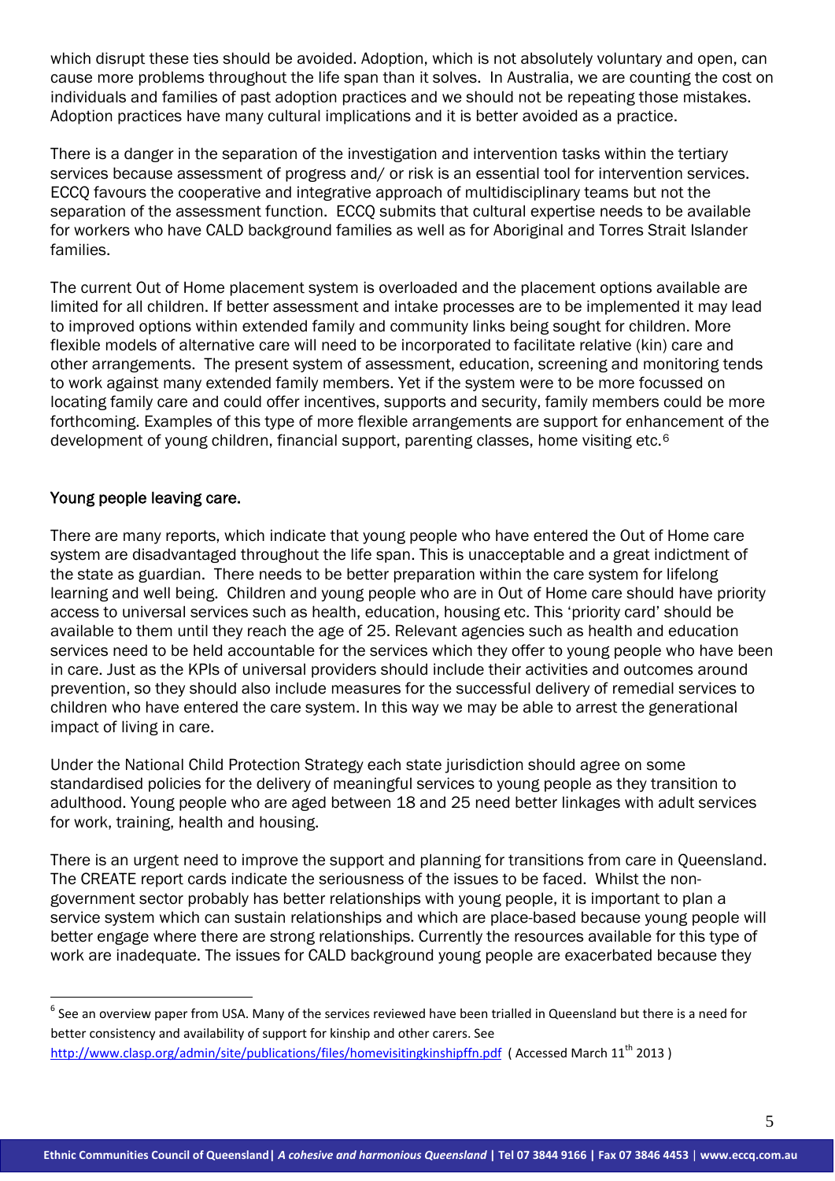which disrupt these ties should be avoided. Adoption, which is not absolutely voluntary and open, can cause more problems throughout the life span than it solves. In Australia, we are counting the cost on individuals and families of past adoption practices and we should not be repeating those mistakes. Adoption practices have many cultural implications and it is better avoided as a practice.

There is a danger in the separation of the investigation and intervention tasks within the tertiary services because assessment of progress and/ or risk is an essential tool for intervention services. ECCQ favours the cooperative and integrative approach of multidisciplinary teams but not the separation of the assessment function. ECCQ submits that cultural expertise needs to be available for workers who have CALD background families as well as for Aboriginal and Torres Strait Islander families.

The current Out of Home placement system is overloaded and the placement options available are limited for all children. If better assessment and intake processes are to be implemented it may lead to improved options within extended family and community links being sought for children. More flexible models of alternative care will need to be incorporated to facilitate relative (kin) care and other arrangements. The present system of assessment, education, screening and monitoring tends to work against many extended family members. Yet if the system were to be more focussed on locating family care and could offer incentives, supports and security, family members could be more forthcoming. Examples of this type of more flexible arrangements are support for enhancement of the development of young children, financial support, parenting classes, home visiting etc.[6]

## Young people leaving care.

There are many reports, which indicate that young people who have entered the Out of Home care system are disadvantaged throughout the life span. This is unacceptable and a great indictment of the state as guardian. There needs to be better preparation within the care system for lifelong learning and well being. Children and young people who are in Out of Home care should have priority access to universal services such as health, education, housing etc. This 'priority card' should be available to them until they reach the age of 25. Relevant agencies such as health and education services need to be held accountable for the services which they offer to young people who have been in care. Just as the KPIs of universal providers should include their activities and outcomes around prevention, so they should also include measures for the successful delivery of remedial services to children who have entered the care system. In this way we may be able to arrest the generational impact of living in care.

Under the National Child Protection Strategy each state jurisdiction should agree on some standardised policies for the delivery of meaningful services to young people as they transition to adulthood. Young people who are aged between 18 and 25 need better linkages with adult services for work, training, health and housing.

There is an urgent need to improve the support and planning for transitions from care in Queensland. The CREATE report cards indicate the seriousness of the issues to be faced. Whilst the non-government sector probably has better relationships with young people, it is important to plan a service system which can sustain relationships and which are place-based because young people will better engage where there are strong relationships. Currently the resources available for this type of work are inadequate. The issues for CALD background young people are exacerbated because they

---

[6] See an overview paper from USA. Many of the services reviewed have been trialled in Queensland but there is a need for better consistency and availability of support for kinship and other carers. See http://www.clasp.org/admin/site/publications/files/homevisitingkinshipffn.pdf ( Accessed March 11th 2013 )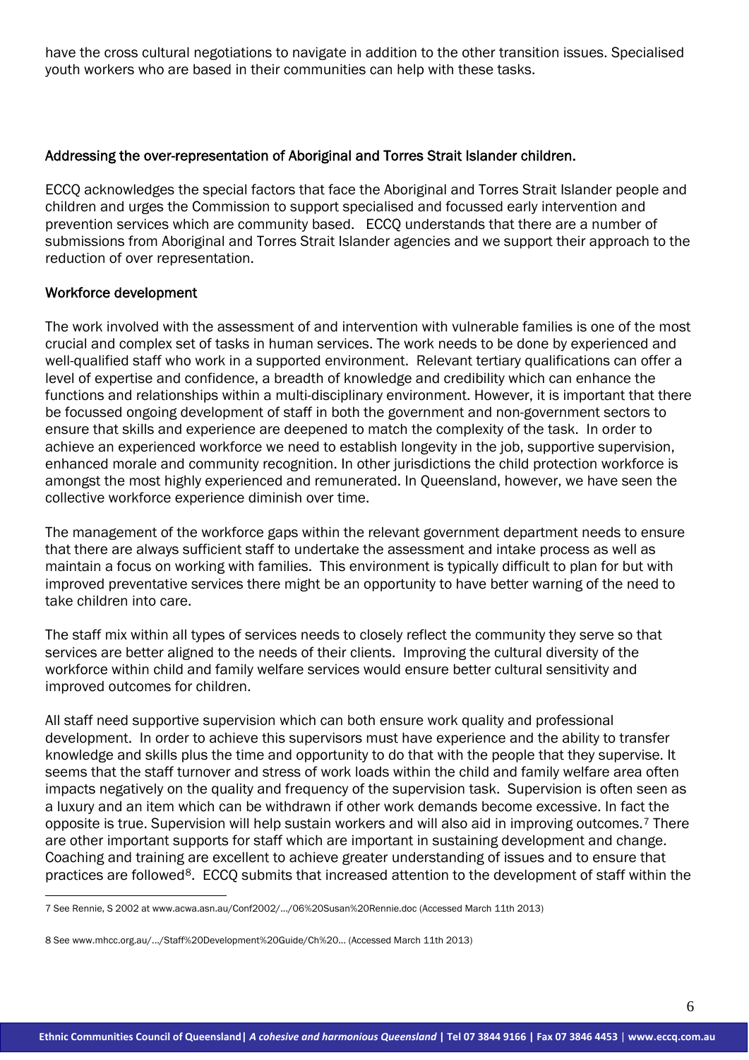have the cross cultural negotiations to navigate in addition to the other transition issues. Specialised youth workers who are based in their communities can help with these tasks.

## Addressing the over-representation of Aboriginal and Torres Strait Islander children.

ECCQ acknowledges the special factors that face the Aboriginal and Torres Strait Islander people and children and urges the Commission to support specialised and focussed early intervention and prevention services which are community based. ECCQ understands that there are a number of submissions from Aboriginal and Torres Strait Islander agencies and we support their approach to the reduction of over representation.

## Workforce development

The work involved with the assessment of and intervention with vulnerable families is one of the most crucial and complex set of tasks in human services. The work needs to be done by experienced and well-qualified staff who work in a supported environment. Relevant tertiary qualifications can offer a level of expertise and confidence, a breadth of knowledge and credibility which can enhance the functions and relationships within a multi-disciplinary environment. However, it is important that there be focussed ongoing development of staff in both the government and non-government sectors to ensure that skills and experience are deepened to match the complexity of the task. In order to achieve an experienced workforce we need to establish longevity in the job, supportive supervision, enhanced morale and community recognition. In other jurisdictions the child protection workforce is amongst the most highly experienced and remunerated. In Queensland, however, we have seen the collective workforce experience diminish over time.

The management of the workforce gaps within the relevant government department needs to ensure that there are always sufficient staff to undertake the assessment and intake process as well as maintain a focus on working with families. This environment is typically difficult to plan for but with improved preventative services there might be an opportunity to have better warning of the need to take children into care.

The staff mix within all types of services needs to closely reflect the community they serve so that services are better aligned to the needs of their clients. Improving the cultural diversity of the workforce within child and family welfare services would ensure better cultural sensitivity and improved outcomes for children.

All staff need supportive supervision which can both ensure work quality and professional development. In order to achieve this supervisors must have experience and the ability to transfer knowledge and skills plus the time and opportunity to do that with the people that they supervise. It seems that the staff turnover and stress of work loads within the child and family welfare area often impacts negatively on the quality and frequency of the supervision task. Supervision is often seen as a luxury and an item which can be withdrawn if other work demands become excessive. In fact the opposite is true. Supervision will help sustain workers and will also aid in improving outcomes.[7] There are other important supports for staff which are important in sustaining development and change. Coaching and training are excellent to achieve greater understanding of issues and to ensure that practices are followed[8]. ECCQ submits that increased attention to the development of staff within the

---

7 See Rennie, S 2002 at www.acwa.asn.au/Conf2002/.../06%20Susan%20Rennie.doc (Accessed March 11th 2013)

8 See www.mhcc.org.au/.../Staff%20Development%20Guide/Ch%20... (Accessed March 11th 2013)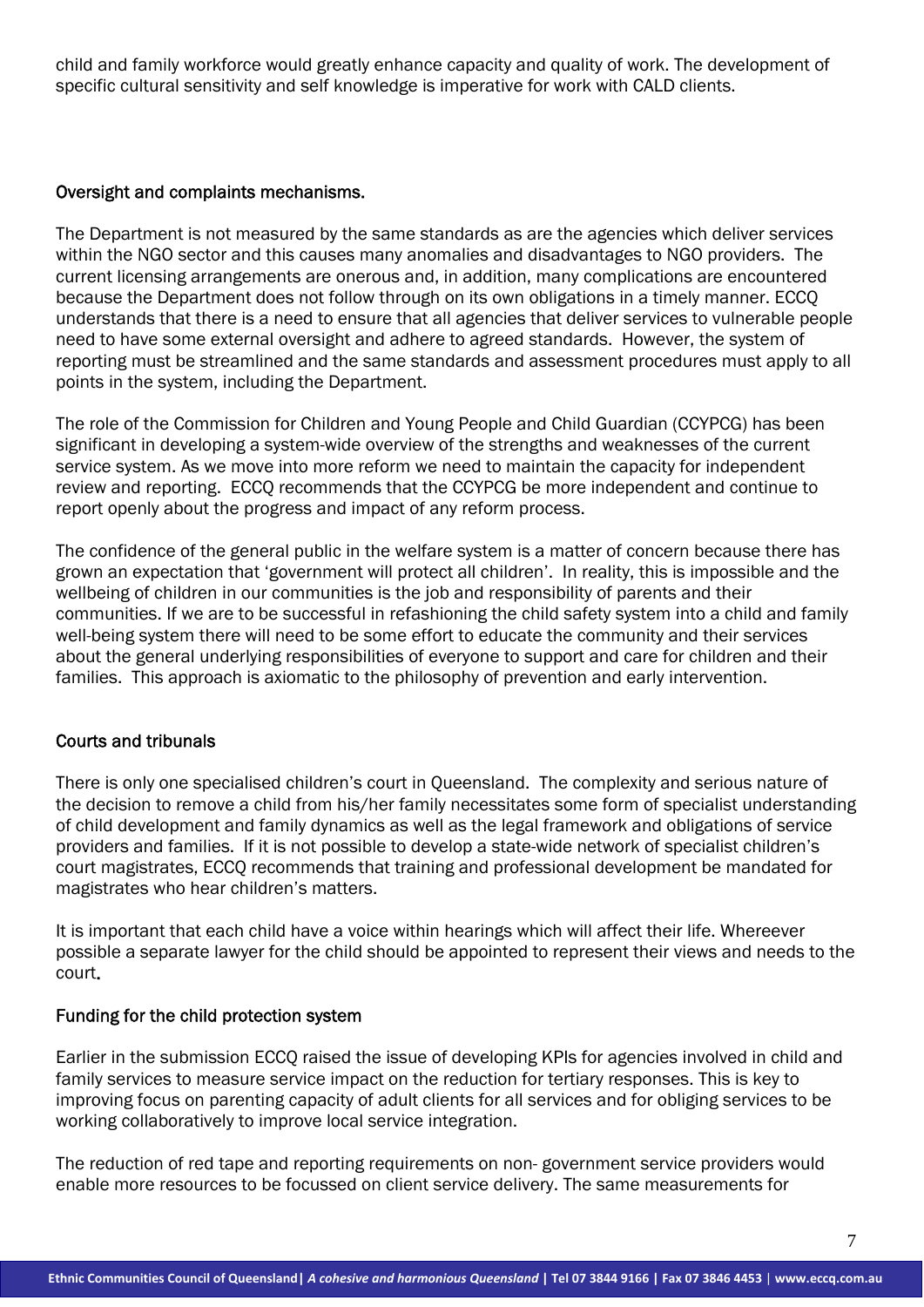child and family workforce would greatly enhance capacity and quality of work. The development of specific cultural sensitivity and self knowledge is imperative for work with CALD clients.

## Oversight and complaints mechanisms.

The Department is not measured by the same standards as are the agencies which deliver services within the NGO sector and this causes many anomalies and disadvantages to NGO providers. The current licensing arrangements are onerous and, in addition, many complications are encountered because the Department does not follow through on its own obligations in a timely manner. ECCQ understands that there is a need to ensure that all agencies that deliver services to vulnerable people need to have some external oversight and adhere to agreed standards. However, the system of reporting must be streamlined and the same standards and assessment procedures must apply to all points in the system, including the Department.

The role of the Commission for Children and Young People and Child Guardian (CCYPCG) has been significant in developing a system-wide overview of the strengths and weaknesses of the current service system. As we move into more reform we need to maintain the capacity for independent review and reporting. ECCQ recommends that the CCYPCG be more independent and continue to report openly about the progress and impact of any reform process.

The confidence of the general public in the welfare system is a matter of concern because there has grown an expectation that 'government will protect all children'. In reality, this is impossible and the wellbeing of children in our communities is the job and responsibility of parents and their communities. If we are to be successful in refashioning the child safety system into a child and family well-being system there will need to be some effort to educate the community and their services about the general underlying responsibilities of everyone to support and care for children and their families. This approach is axiomatic to the philosophy of prevention and early intervention.

## Courts and tribunals

There is only one specialised children's court in Queensland. The complexity and serious nature of the decision to remove a child from his/her family necessitates some form of specialist understanding of child development and family dynamics as well as the legal framework and obligations of service providers and families. If it is not possible to develop a state-wide network of specialist children's court magistrates, ECCQ recommends that training and professional development be mandated for magistrates who hear children's matters.

It is important that each child have a voice within hearings which will affect their life. Whereever possible a separate lawyer for the child should be appointed to represent their views and needs to the court.

## Funding for the child protection system

Earlier in the submission ECCQ raised the issue of developing KPIs for agencies involved in child and family services to measure service impact on the reduction for tertiary responses. This is key to improving focus on parenting capacity of adult clients for all services and for obliging services to be working collaboratively to improve local service integration.

The reduction of red tape and reporting requirements on non- government service providers would enable more resources to be focussed on client service delivery. The same measurements for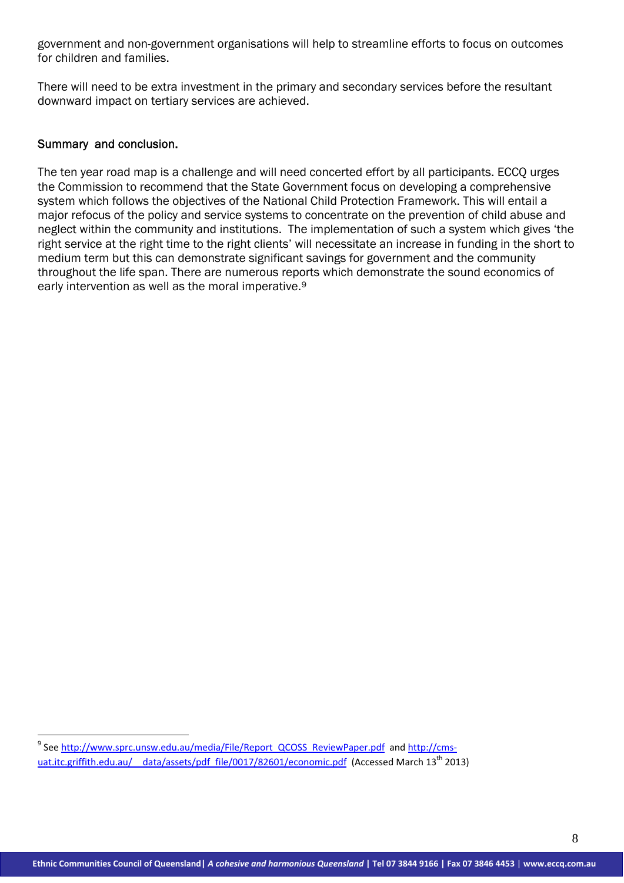government and non-government organisations will help to streamline efforts to focus on outcomes for children and families.

There will need to be extra investment in the primary and secondary services before the resultant downward impact on tertiary services are achieved.

## Summary and conclusion.

The ten year road map is a challenge and will need concerted effort by all participants. ECCQ urges the Commission to recommend that the State Government focus on developing a comprehensive system which follows the objectives of the National Child Protection Framework. This will entail a major refocus of the policy and service systems to concentrate on the prevention of child abuse and neglect within the community and institutions. The implementation of such a system which gives 'the right service at the right time to the right clients' will necessitate an increase in funding in the short to medium term but this can demonstrate significant savings for government and the community throughout the life span. There are numerous reports which demonstrate the sound economics of early intervention as well as the moral imperative.[9]

---

[9] See http://www.sprc.unsw.edu.au/media/File/Report_QCOSS_ReviewPaper.pdf and http://cms-uat.itc.griffith.edu.au/__data/assets/pdf_file/0017/82601/economic.pdf (Accessed March 13th 2013)